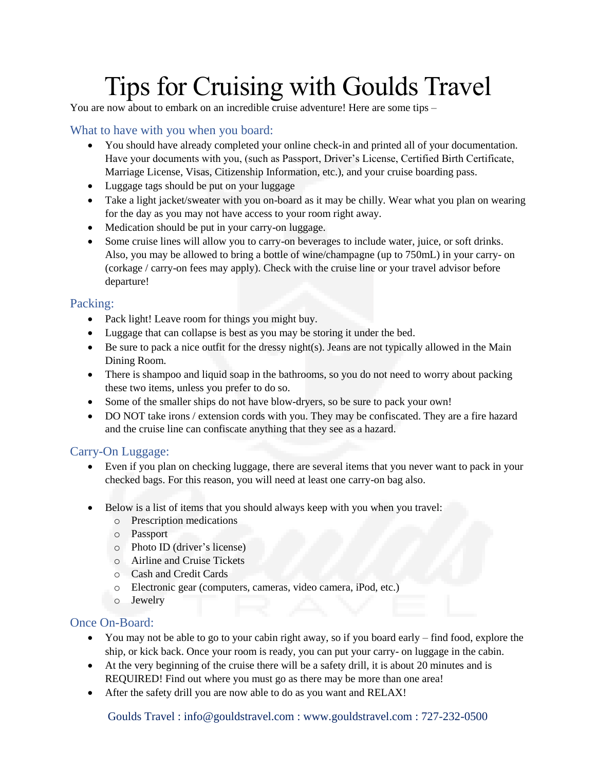# Tips for Cruising with Goulds Travel

You are now about to embark on an incredible cruise adventure! Here are some tips –

## What to have with you when you board:

- You should have already completed your online check-in and printed all of your documentation. Have your documents with you, (such as Passport, Driver's License, Certified Birth Certificate, Marriage License, Visas, Citizenship Information, etc.), and your cruise boarding pass.
- Luggage tags should be put on your luggage
- Take a light jacket/sweater with you on-board as it may be chilly. Wear what you plan on wearing for the day as you may not have access to your room right away.
- Medication should be put in your carry-on luggage.
- Some cruise lines will allow you to carry-on beverages to include water, juice, or soft drinks. Also, you may be allowed to bring a bottle of wine/champagne (up to 750mL) in your carry- on (corkage / carry-on fees may apply). Check with the cruise line or your travel advisor before departure!

## Packing:

- Pack light! Leave room for things you might buy.
- Luggage that can collapse is best as you may be storing it under the bed.
- Be sure to pack a nice outfit for the dressy night(s). Jeans are not typically allowed in the Main Dining Room.
- There is shampoo and liquid soap in the bathrooms, so you do not need to worry about packing these two items, unless you prefer to do so.
- Some of the smaller ships do not have blow-dryers, so be sure to pack your own!
- DO NOT take irons / extension cords with you. They may be confiscated. They are a fire hazard and the cruise line can confiscate anything that they see as a hazard.

## Carry-On Luggage:

- Even if you plan on checking luggage, there are several items that you never want to pack in your checked bags. For this reason, you will need at least one carry-on bag also.

- Below is a list of items that you should always keep with you when you travel:
  - Prescription medications
  - Passport
  - Photo ID (driver's license)
  - Airline and Cruise Tickets
  - Cash and Credit Cards
  - Electronic gear (computers, cameras, video camera, iPod, etc.)
  - Jewelry

## Once On-Board:

- You may not be able to go to your cabin right away, so if you board early – find food, explore the ship, or kick back. Once your room is ready, you can put your carry- on luggage in the cabin.
- At the very beginning of the cruise there will be a safety drill, it is about 20 minutes and is REQUIRED! Find out where you must go as there may be more than one area!
- After the safety drill you are now able to do as you want and RELAX!

Goulds Travel : info@gouldstravel.com : www.gouldstravel.com : 727-232-0500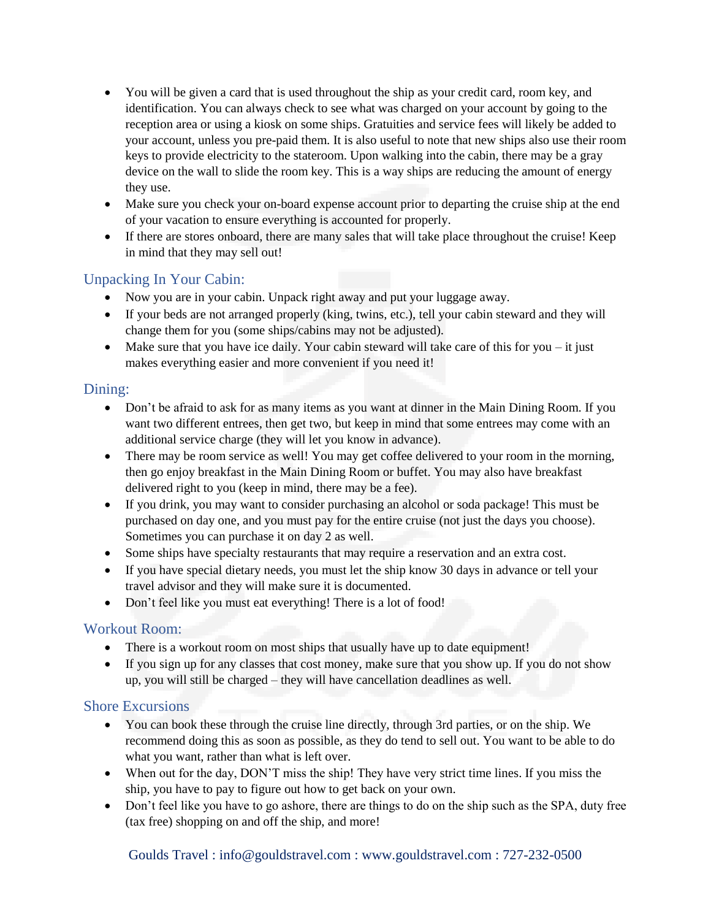- You will be given a card that is used throughout the ship as your credit card, room key, and identification. You can always check to see what was charged on your account by going to the reception area or using a kiosk on some ships. Gratuities and service fees will likely be added to your account, unless you pre-paid them. It is also useful to note that new ships also use their room keys to provide electricity to the stateroom. Upon walking into the cabin, there may be a gray device on the wall to slide the room key. This is a way ships are reducing the amount of energy they use.
- Make sure you check your on-board expense account prior to departing the cruise ship at the end of your vacation to ensure everything is accounted for properly.
- If there are stores onboard, there are many sales that will take place throughout the cruise! Keep in mind that they may sell out!

## Unpacking In Your Cabin:

- Now you are in your cabin. Unpack right away and put your luggage away.
- If your beds are not arranged properly (king, twins, etc.), tell your cabin steward and they will change them for you (some ships/cabins may not be adjusted).
- Make sure that you have ice daily. Your cabin steward will take care of this for you – it just makes everything easier and more convenient if you need it!

## Dining:

- Don't be afraid to ask for as many items as you want at dinner in the Main Dining Room. If you want two different entrees, then get two, but keep in mind that some entrees may come with an additional service charge (they will let you know in advance).
- There may be room service as well! You may get coffee delivered to your room in the morning, then go enjoy breakfast in the Main Dining Room or buffet. You may also have breakfast delivered right to you (keep in mind, there may be a fee).
- If you drink, you may want to consider purchasing an alcohol or soda package! This must be purchased on day one, and you must pay for the entire cruise (not just the days you choose). Sometimes you can purchase it on day 2 as well.
- Some ships have specialty restaurants that may require a reservation and an extra cost.
- If you have special dietary needs, you must let the ship know 30 days in advance or tell your travel advisor and they will make sure it is documented.
- Don't feel like you must eat everything! There is a lot of food!

## Workout Room:

- There is a workout room on most ships that usually have up to date equipment!
- If you sign up for any classes that cost money, make sure that you show up. If you do not show up, you will still be charged – they will have cancellation deadlines as well.

## Shore Excursions

- You can book these through the cruise line directly, through 3rd parties, or on the ship. We recommend doing this as soon as possible, as they do tend to sell out. You want to be able to do what you want, rather than what is left over.
- When out for the day, DON'T miss the ship! They have very strict time lines. If you miss the ship, you have to pay to figure out how to get back on your own.
- Don't feel like you have to go ashore, there are things to do on the ship such as the SPA, duty free (tax free) shopping on and off the ship, and more!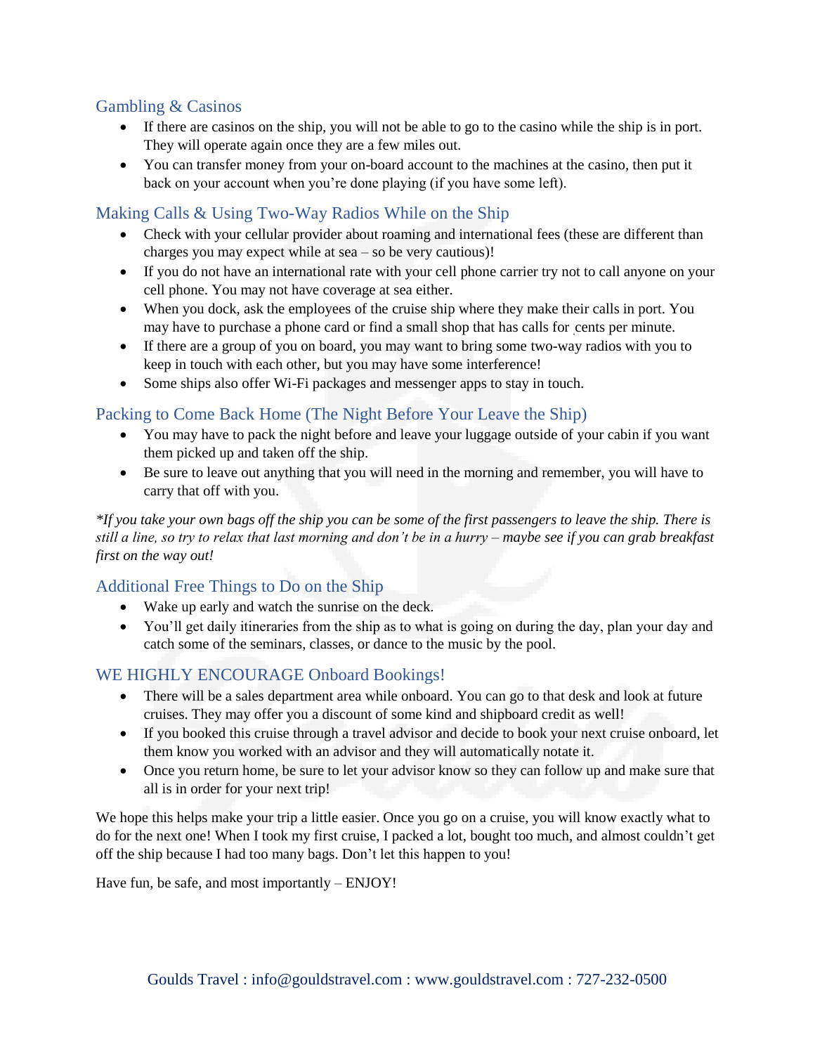## Gambling & Casinos

- If there are casinos on the ship, you will not be able to go to the casino while the ship is in port. They will operate again once they are a few miles out.
- You can transfer money from your on-board account to the machines at the casino, then put it back on your account when you're done playing (if you have some left).

## Making Calls & Using Two-Way Radios While on the Ship

- Check with your cellular provider about roaming and international fees (these are different than charges you may expect while at sea – so be very cautious)!
- If you do not have an international rate with your cell phone carrier try not to call anyone on your cell phone. You may not have coverage at sea either.
- When you dock, ask the employees of the cruise ship where they make their calls in port. You may have to purchase a phone card or find a small shop that has calls for cents per minute.
- If there are a group of you on board, you may want to bring some two-way radios with you to keep in touch with each other, but you may have some interference!
- Some ships also offer Wi-Fi packages and messenger apps to stay in touch.

## Packing to Come Back Home (The Night Before Your Leave the Ship)

- You may have to pack the night before and leave your luggage outside of your cabin if you want them picked up and taken off the ship.
- Be sure to leave out anything that you will need in the morning and remember, you will have to carry that off with you.

*\*If you take your own bags off the ship you can be some of the first passengers to leave the ship. There is still a line, so try to relax that last morning and don't be in a hurry – maybe see if you can grab breakfast first on the way out!*

## Additional Free Things to Do on the Ship

- Wake up early and watch the sunrise on the deck.
- You'll get daily itineraries from the ship as to what is going on during the day, plan your day and catch some of the seminars, classes, or dance to the music by the pool.

## WE HIGHLY ENCOURAGE Onboard Bookings!

- There will be a sales department area while onboard. You can go to that desk and look at future cruises. They may offer you a discount of some kind and shipboard credit as well!
- If you booked this cruise through a travel advisor and decide to book your next cruise onboard, let them know you worked with an advisor and they will automatically notate it.
- Once you return home, be sure to let your advisor know so they can follow up and make sure that all is in order for your next trip!

We hope this helps make your trip a little easier. Once you go on a cruise, you will know exactly what to do for the next one! When I took my first cruise, I packed a lot, bought too much, and almost couldn't get off the ship because I had too many bags. Don't let this happen to you!

Have fun, be safe, and most importantly – ENJOY!

Goulds Travel : info@gouldstravel.com : www.gouldstravel.com : 727-232-0500